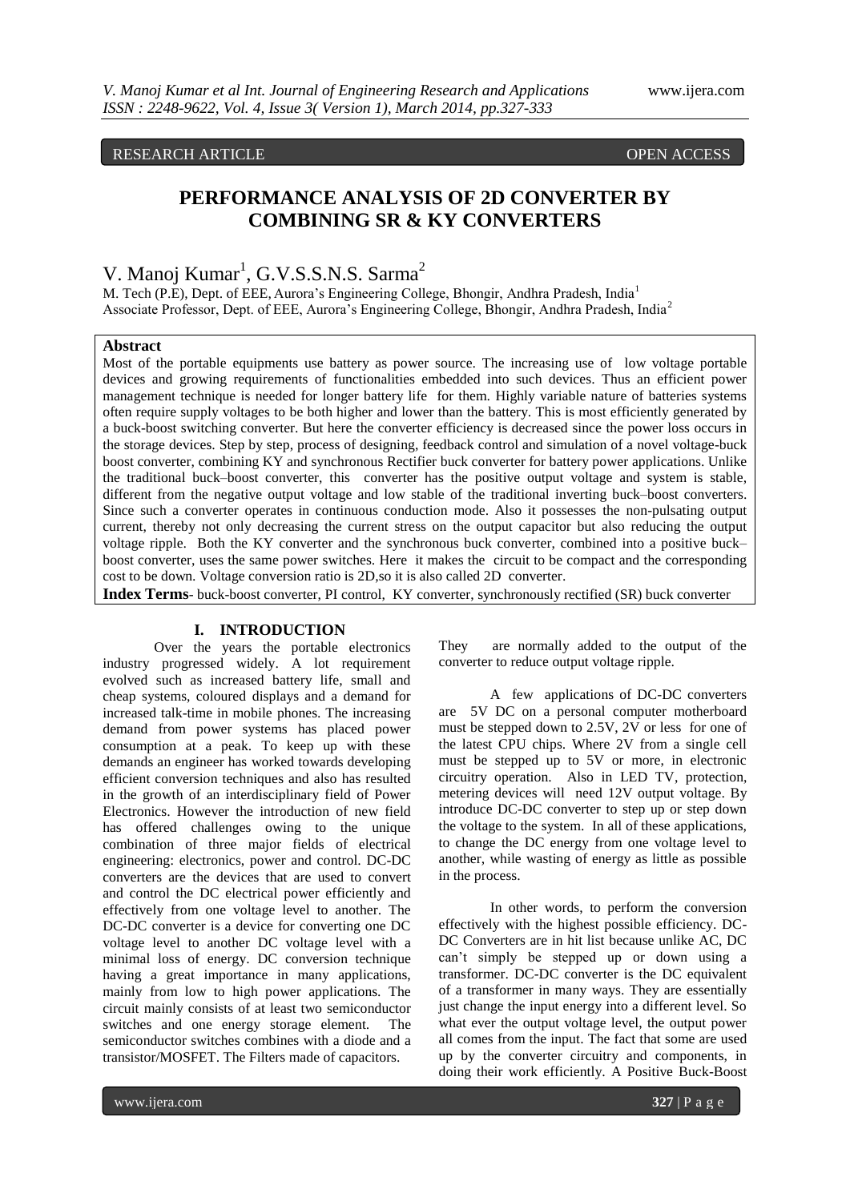RESEARCH ARTICLE OPEN ACCESS

# PERFORMANCE ANALYSIS OF 2D CONVERTER BY COMBINING SR & KY CONVERTERS

V. Manoj Kumar[1], G.V.S.S.N.S. Sarma[2]

M. Tech (P.E), Dept. of EEE, Aurora's Engineering College, Bhongir, Andhra Pradesh, India[1]
Associate Professor, Dept. of EEE, Aurora's Engineering College, Bhongir, Andhra Pradesh, India[2]

## Abstract

Most of the portable equipments use battery as power source. The increasing use of low voltage portable devices and growing requirements of functionalities embedded into such devices. Thus an efficient power management technique is needed for longer battery life for them. Highly variable nature of batteries systems often require supply voltages to be both higher and lower than the battery. This is most efficiently generated by a buck-boost switching converter. But here the converter efficiency is decreased since the power loss occurs in the storage devices. Step by step, process of designing, feedback control and simulation of a novel voltage-buck boost converter, combining KY and synchronous Rectifier buck converter for battery power applications. Unlike the traditional buck–boost converter, this converter has the positive output voltage and system is stable, different from the negative output voltage and low stable of the traditional inverting buck–boost converters. Since such a converter operates in continuous conduction mode. Also it possesses the non-pulsating output current, thereby not only decreasing the current stress on the output capacitor but also reducing the output voltage ripple. Both the KY converter and the synchronous buck converter, combined into a positive buck–boost converter, uses the same power switches. Here it makes the circuit to be compact and the corresponding cost to be down. Voltage conversion ratio is 2D,so it is also called 2D converter.

**Index Terms**- buck-boost converter, PI control, KY converter, synchronously rectified (SR) buck converter

## I. INTRODUCTION

Over the years the portable electronics industry progressed widely. A lot requirement evolved such as increased battery life, small and cheap systems, coloured displays and a demand for increased talk-time in mobile phones. The increasing demand from power systems has placed power consumption at a peak. To keep up with these demands an engineer has worked towards developing efficient conversion techniques and also has resulted in the growth of an interdisciplinary field of Power Electronics. However the introduction of new field has offered challenges owing to the unique combination of three major fields of electrical engineering: electronics, power and control. DC-DC converters are the devices that are used to convert and control the DC electrical power efficiently and effectively from one voltage level to another. The DC-DC converter is a device for converting one DC voltage level to another DC voltage level with a minimal loss of energy. DC conversion technique having a great importance in many applications, mainly from low to high power applications. The circuit mainly consists of at least two semiconductor switches and one energy storage element. The semiconductor switches combines with a diode and a transistor/MOSFET. The Filters made of capacitors. They are normally added to the output of the converter to reduce output voltage ripple.

A few applications of DC-DC converters are 5V DC on a personal computer motherboard must be stepped down to 2.5V, 2V or less for one of the latest CPU chips. Where 2V from a single cell must be stepped up to 5V or more, in electronic circuitry operation. Also in LED TV, protection, metering devices will need 12V output voltage. By introduce DC-DC converter to step up or step down the voltage to the system. In all of these applications, to change the DC energy from one voltage level to another, while wasting of energy as little as possible in the process.

In other words, to perform the conversion effectively with the highest possible efficiency. DC-DC Converters are in hit list because unlike AC, DC can't simply be stepped up or down using a transformer. DC-DC converter is the DC equivalent of a transformer in many ways. They are essentially just change the input energy into a different level. So what ever the output voltage level, the output power all comes from the input. The fact that some are used up by the converter circuitry and components, in doing their work efficiently. A Positive Buck-Boost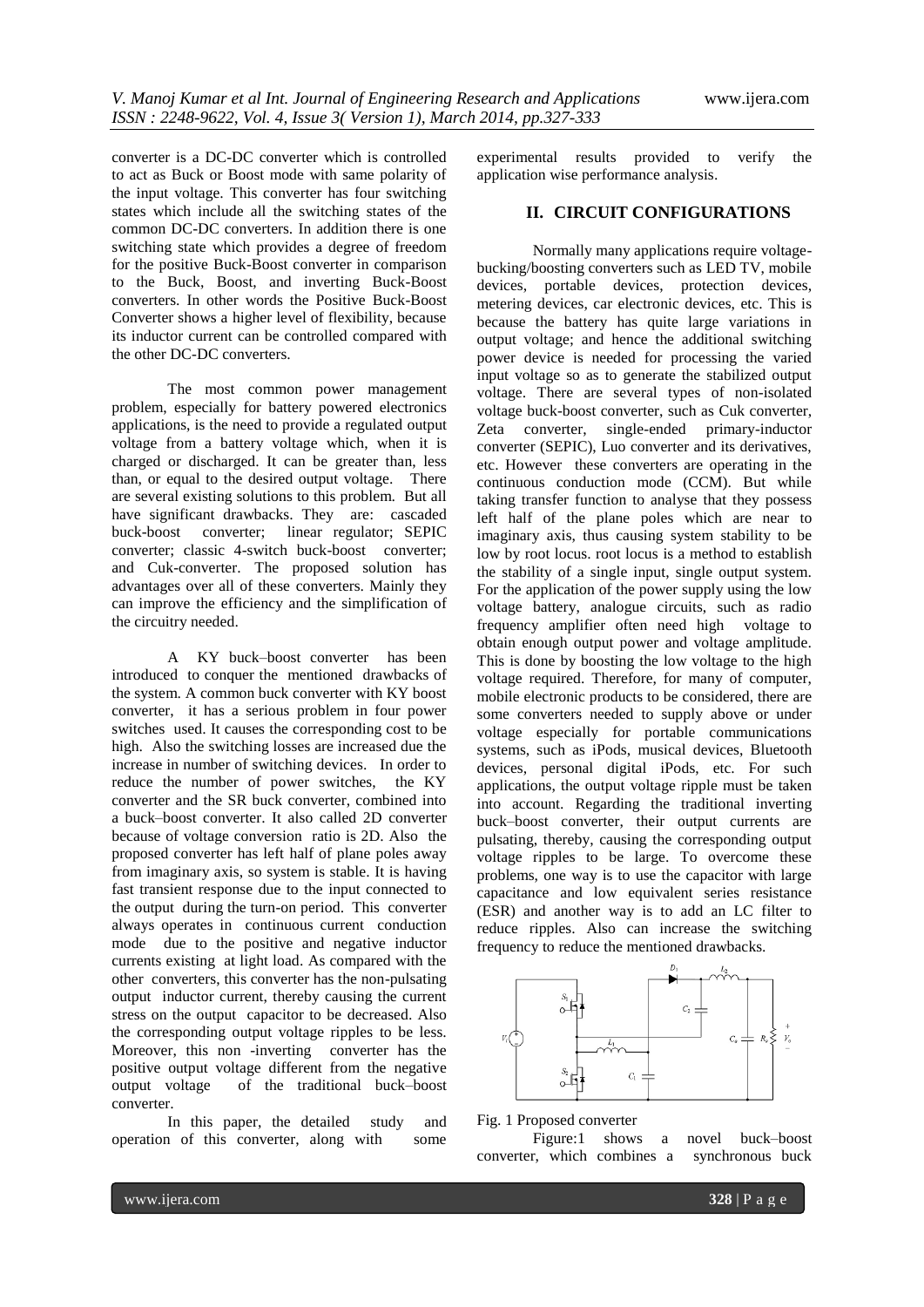converter is a DC-DC converter which is controlled to act as Buck or Boost mode with same polarity of the input voltage. This converter has four switching states which include all the switching states of the common DC-DC converters. In addition there is one switching state which provides a degree of freedom for the positive Buck-Boost converter in comparison to the Buck, Boost, and inverting Buck-Boost converters. In other words the Positive Buck-Boost Converter shows a higher level of flexibility, because its inductor current can be controlled compared with the other DC-DC converters.

The most common power management problem, especially for battery powered electronics applications, is the need to provide a regulated output voltage from a battery voltage which, when it is charged or discharged. It can be greater than, less than, or equal to the desired output voltage. There are several existing solutions to this problem. But all have significant drawbacks. They are: cascaded buck-boost converter; linear regulator; SEPIC converter; classic 4-switch buck-boost converter; and Cuk-converter. The proposed solution has advantages over all of these converters. Mainly they can improve the efficiency and the simplification of the circuitry needed.

A KY buck–boost converter has been introduced to conquer the mentioned drawbacks of the system. A common buck converter with KY boost converter, it has a serious problem in four power switches used. It causes the corresponding cost to be high. Also the switching losses are increased due the increase in number of switching devices. In order to reduce the number of power switches, the KY converter and the SR buck converter, combined into a buck–boost converter. It also called 2D converter because of voltage conversion ratio is 2D. Also the proposed converter has left half of plane poles away from imaginary axis, so system is stable. It is having fast transient response due to the input connected to the output during the turn-on period. This converter always operates in continuous current conduction mode due to the positive and negative inductor currents existing at light load. As compared with the other converters, this converter has the non-pulsating output inductor current, thereby causing the current stress on the output capacitor to be decreased. Also the corresponding output voltage ripples to be less. Moreover, this non -inverting converter has the positive output voltage different from the negative output voltage of the traditional buck–boost converter.

In this paper, the detailed study and operation of this converter, along with some experimental results provided to verify the application wise performance analysis.

## II. CIRCUIT CONFIGURATIONS

Normally many applications require voltage-bucking/boosting converters such as LED TV, mobile devices, portable devices, protection devices, metering devices, car electronic devices, etc. This is because the battery has quite large variations in output voltage; and hence the additional switching power device is needed for processing the varied input voltage so as to generate the stabilized output voltage. There are several types of non-isolated voltage buck-boost converter, such as Cuk converter, Zeta converter, single-ended primary-inductor converter (SEPIC), Luo converter and its derivatives, etc. However these converters are operating in the continuous conduction mode (CCM). But while taking transfer function to analyse that they possess left half of the plane poles which are near to imaginary axis, thus causing system stability to be low by root locus. root locus is a method to establish the stability of a single input, single output system. For the application of the power supply using the low voltage battery, analogue circuits, such as radio frequency amplifier often need high voltage to obtain enough output power and voltage amplitude. This is done by boosting the low voltage to the high voltage required. Therefore, for many of computer, mobile electronic products to be considered, there are some converters needed to supply above or under voltage especially for portable communications systems, such as iPods, musical devices, Bluetooth devices, personal digital iPods, etc. For such applications, the output voltage ripple must be taken into account. Regarding the traditional inverting buck–boost converter, their output currents are pulsating, thereby, causing the corresponding output voltage ripples to be large. To overcome these problems, one way is to use the capacitor with large capacitance and low equivalent series resistance (ESR) and another way is to add an LC filter to reduce ripples. Also can increase the switching frequency to reduce the mentioned drawbacks.

$D_1$ $L_2$ $S_1$ $C_2$ $V_i$ $L_1$ $C_o$ $R_o$ $V_o$ $S_2$ $C_1$

Fig. 1 Proposed converter

Figure:1 shows a novel buck–boost converter, which combines a synchronous buck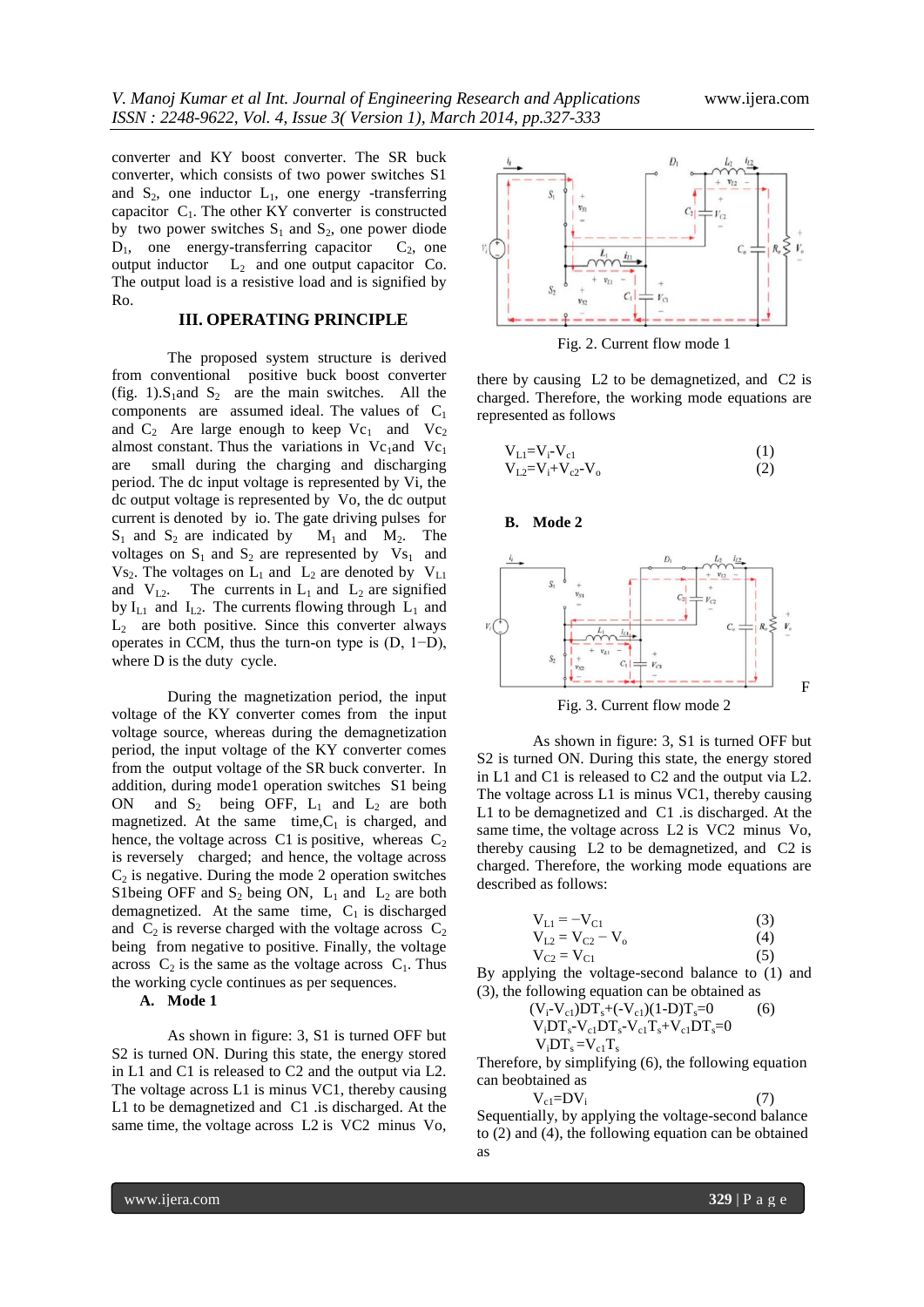converter and KY boost converter. The SR buck converter, which consists of two power switches S1 and $S_2$, one inductor $L_1$, one energy -transferring capacitor $C_1$. The other KY converter is constructed by two power switches $S_1$ and $S_2$, one power diode $D_1$, one energy-transferring capacitor $C_2$, one output inductor $L_2$ and one output capacitor Co. The output load is a resistive load and is signified by Ro.

## III. OPERATING PRINCIPLE

The proposed system structure is derived from conventional positive buck boost converter (fig. 1).$S_1$and $S_2$ are the main switches. All the components are assumed ideal. The values of $C_1$ and $C_2$ Are large enough to keep $Vc_1$ and $Vc_2$ almost constant. Thus the variations in $Vc_1$and $Vc_1$ are small during the charging and discharging period. The dc input voltage is represented by Vi, the dc output voltage is represented by Vo, the dc output current is denoted by io. The gate driving pulses for $S_1$ and $S_2$ are indicated by $M_1$ and $M_2$. The voltages on $S_1$ and $S_2$ are represented by $Vs_1$ and $Vs_2$. The voltages on $L_1$ and $L_2$ are denoted by $V_{L1}$ and $V_{L2}$. The currents in $L_1$ and $L_2$ are signified by $I_{L1}$ and $I_{L2}$. The currents flowing through $L_1$ and $L_2$ are both positive. Since this converter always operates in CCM, thus the turn-on type is (D, 1−D), where D is the duty cycle.

During the magnetization period, the input voltage of the KY converter comes from the input voltage source, whereas during the demagnetization period, the input voltage of the KY converter comes from the output voltage of the SR buck converter. In addition, during mode1 operation switches S1 being ON and $S_2$ being OFF, $L_1$ and $L_2$ are both magnetized. At the same time,$C_1$ is charged, and hence, the voltage across C1 is positive, whereas $C_2$ is reversely charged; and hence, the voltage across $C_2$ is negative. During the mode 2 operation switches S1being OFF and $S_2$ being ON, $L_1$ and $L_2$ are both demagnetized. At the same time, $C_1$ is discharged and $C_2$ is reverse charged with the voltage across $C_2$ being from negative to positive. Finally, the voltage across $C_2$ is the same as the voltage across $C_1$. Thus the working cycle continues as per sequences.

### A. Mode 1

As shown in figure: 3, S1 is turned OFF but S2 is turned ON. During this state, the energy stored in L1 and C1 is released to C2 and the output via L2. The voltage across L1 is minus VC1, thereby causing L1 to be demagnetized and C1 .is discharged. At the same time, the voltage across L2 is VC2 minus Vo,

Fig. 2. Current flow mode 1

there by causing L2 to be demagnetized, and C2 is charged. Therefore, the working mode equations are represented as follows

$$V_{L1}=V_i-V_{c1} \quad (1)$$
$$V_{L2}=V_i+V_{c2}-V_o \quad (2)$$

### B. Mode 2

Fig. 3. Current flow mode 2

As shown in figure: 3, S1 is turned OFF but S2 is turned ON. During this state, the energy stored in L1 and C1 is released to C2 and the output via L2. The voltage across L1 is minus VC1, thereby causing L1 to be demagnetized and C1 .is discharged. At the same time, the voltage across L2 is VC2 minus Vo, thereby causing L2 to be demagnetized, and C2 is charged. Therefore, the working mode equations are described as follows:

$$V_{L1} = -V_{C1} \quad (3)$$
$$V_{L2} = V_{C2} - V_o \quad (4)$$
$$V_{C2} = V_{C1} \quad (5)$$

By applying the voltage-second balance to (1) and (3), the following equation can be obtained as

$$(V_i-V_{c1})DT_s+(-V_{c1})(1-D)T_s=0 \quad (6)$$
$$V_iDT_s-V_{c1}DT_s-V_{c1}T_s+V_{c1}DT_s=0$$
$$V_iDT_s=V_{c1}T_s$$

Therefore, by simplifying (6), the following equation can beobtained as

$$V_{c1}=DV_i \quad (7)$$

Sequentially, by applying the voltage-second balance to (2) and (4), the following equation can be obtained as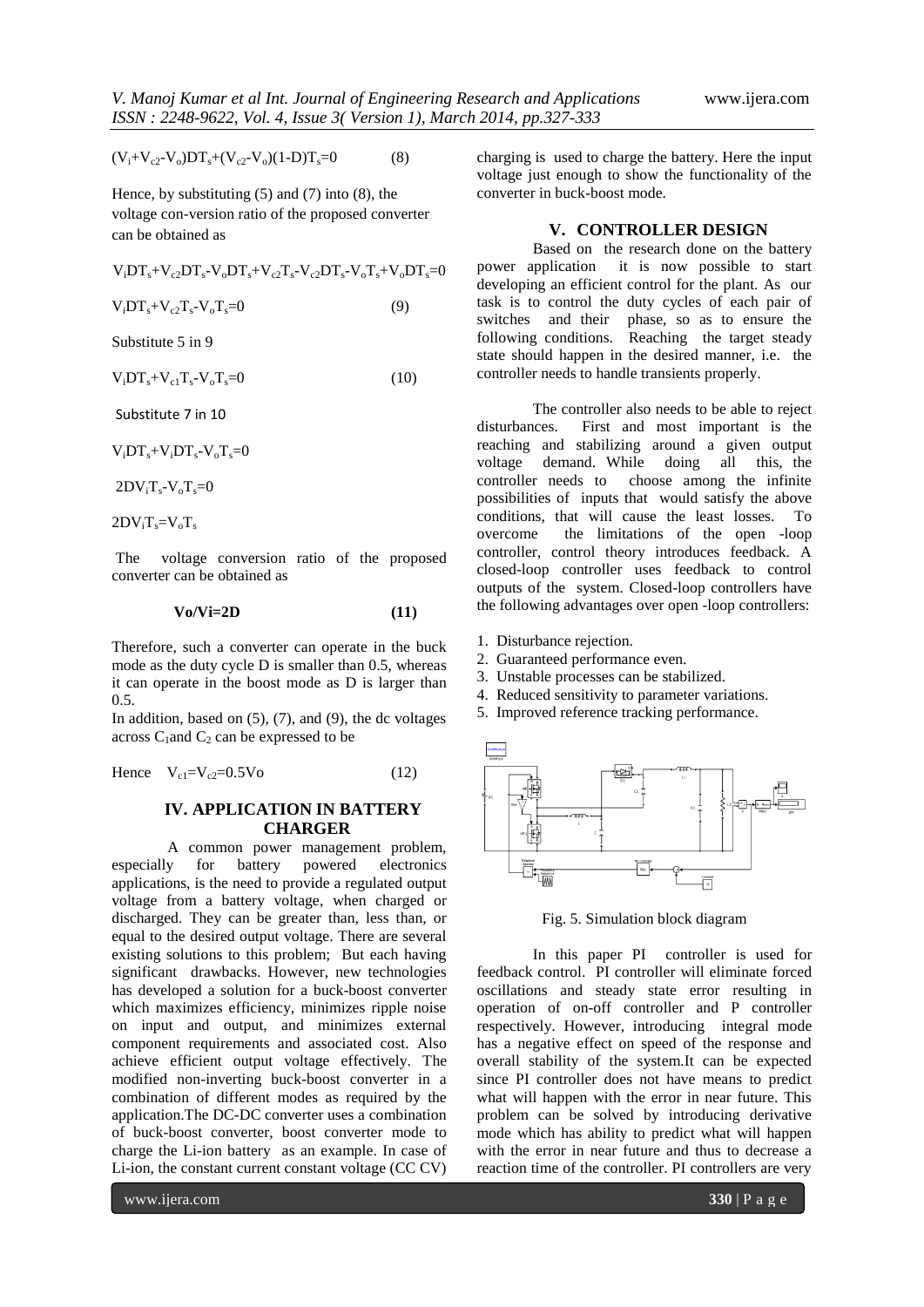$$(V_i+V_{c2}-V_o)DT_s+(V_{c2}-V_o)(1-D)T_s=0 \qquad (8)$$

Hence, by substituting (5) and (7) into (8), the voltage con-version ratio of the proposed converter can be obtained as

$$V_iDT_s+V_{c2}DT_s-V_oDT_s+V_{c2}T_s-V_{c2}DT_s-V_oT_s+V_oDT_s=0$$

$$V_iDT_s+V_{c2}T_s-V_oT_s=0 \qquad (9)$$

Substitute 5 in 9

$$V_iDT_s+V_{c1}T_s-V_oT_s=0 \qquad (10)$$

Substitute 7 in 10

$$V_iDT_s+V_iDT_s-V_oT_s=0$$

$$2DV_iT_s-V_oT_s=0$$

$$2DV_iT_s=V_oT_s$$

The voltage conversion ratio of the proposed converter can be obtained as

$$\mathbf{Vo/Vi=2D} \qquad \mathbf{(11)}$$

Therefore, such a converter can operate in the buck mode as the duty cycle D is smaller than 0.5, whereas it can operate in the boost mode as D is larger than 0.5.

In addition, based on (5), (7), and (9), the dc voltages across $C_1$and $C_2$ can be expressed to be

Hence $\quad V_{c1}=V_{c2}=0.5Vo \qquad (12)$

## IV. APPLICATION IN BATTERY CHARGER

A common power management problem, especially for battery powered electronics applications, is the need to provide a regulated output voltage from a battery voltage, when charged or discharged. They can be greater than, less than, or equal to the desired output voltage. There are several existing solutions to this problem; But each having significant drawbacks. However, new technologies has developed a solution for a buck-boost converter which maximizes efficiency, minimizes ripple noise on input and output, and minimizes external component requirements and associated cost. Also achieve efficient output voltage effectively. The modified non-inverting buck-boost converter in a combination of different modes as required by the application.The DC-DC converter uses a combination of buck-boost converter, boost converter mode to charge the Li-ion battery as an example. In case of Li-ion, the constant current constant voltage (CC CV) charging is used to charge the battery. Here the input voltage just enough to show the functionality of the converter in buck-boost mode.

## V. CONTROLLER DESIGN

Based on the research done on the battery power application it is now possible to start developing an efficient control for the plant. As our task is to control the duty cycles of each pair of switches and their phase, so as to ensure the following conditions. Reaching the target steady state should happen in the desired manner, i.e. the controller needs to handle transients properly.

The controller also needs to be able to reject disturbances. First and most important is the reaching and stabilizing around a given output voltage demand. While doing all this, the controller needs to choose among the infinite possibilities of inputs that would satisfy the above conditions, that will cause the least losses. To overcome the limitations of the open -loop controller, control theory introduces feedback. A closed-loop controller uses feedback to control outputs of the system. Closed-loop controllers have the following advantages over open -loop controllers:

1. Disturbance rejection.
2. Guaranteed performance even.
3. Unstable processes can be stabilized.
4. Reduced sensitivity to parameter variations.
5. Improved reference tracking performance.

Fig. 5. Simulation block diagram

In this paper PI controller is used for feedback control. PI controller will eliminate forced oscillations and steady state error resulting in operation of on-off controller and P controller respectively. However, introducing integral mode has a negative effect on speed of the response and overall stability of the system.It can be expected since PI controller does not have means to predict what will happen with the error in near future. This problem can be solved by introducing derivative mode which has ability to predict what will happen with the error in near future and thus to decrease a reaction time of the controller. PI controllers are very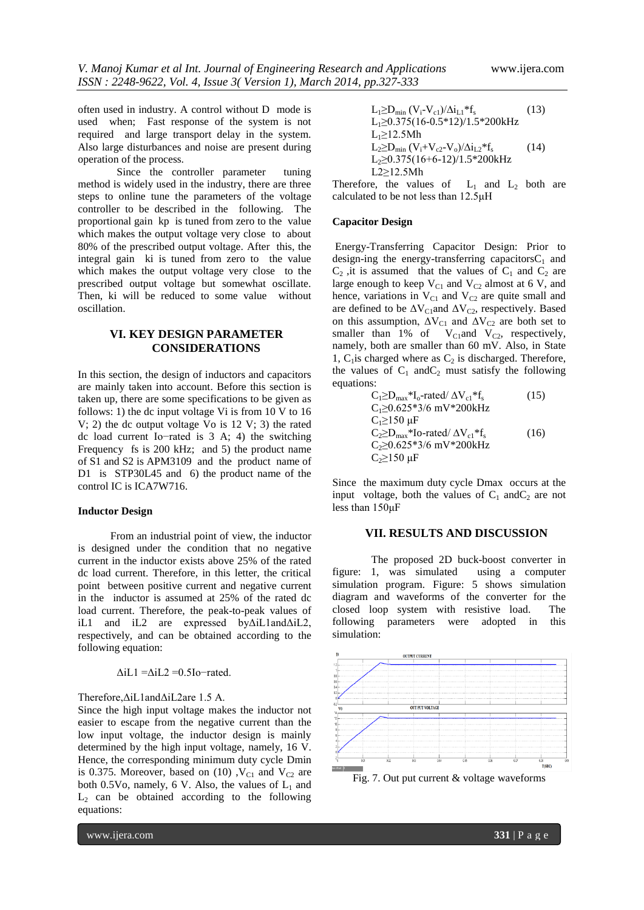often used in industry. A control without D mode is used when; Fast response of the system is not required and large transport delay in the system. Also large disturbances and noise are present during operation of the process.

Since the controller parameter tuning method is widely used in the industry, there are three steps to online tune the parameters of the voltage controller to be described in the following. The proportional gain kp is tuned from zero to the value which makes the output voltage very close to about 80% of the prescribed output voltage. After this, the integral gain ki is tuned from zero to the value which makes the output voltage very close to the prescribed output voltage but somewhat oscillate. Then, ki will be reduced to some value without oscillation.

## VI. KEY DESIGN PARAMETER CONSIDERATIONS

In this section, the design of inductors and capacitors are mainly taken into account. Before this section is taken up, there are some specifications to be given as follows: 1) the dc input voltage Vi is from 10 V to 16 V; 2) the dc output voltage Vo is 12 V; 3) the rated dc load current Io−rated is 3 A; 4) the switching Frequency fs is 200 kHz; and 5) the product name of S1 and S2 is APM3109 and the product name of D1 is STP30L45 and 6) the product name of the control IC is ICA7W716.

### Inductor Design

From an industrial point of view, the inductor is designed under the condition that no negative current in the inductor exists above 25% of the rated dc load current. Therefore, in this letter, the critical point between positive current and negative current in the inductor is assumed at 25% of the rated dc load current. Therefore, the peak-to-peak values of iL1 and iL2 are expressed by$\Delta$iL1and$\Delta$iL2, respectively, and can be obtained according to the following equation:

$$\Delta iL1 = \Delta iL2 = 0.5Io-rated.$$

Therefore,$\Delta$iL1and$\Delta$iL2are 1.5 A.

Since the high input voltage makes the inductor not easier to escape from the negative current than the low input voltage, the inductor design is mainly determined by the high input voltage, namely, 16 V. Hence, the corresponding minimum duty cycle Dmin is 0.375. Moreover, based on (10) ,$V_{C1}$ and $V_{C2}$ are both 0.5Vo, namely, 6 V. Also, the values of $L_1$ and $L_2$ can be obtained according to the following equations:

$$L_1 \geq D_{min}\,(V_i - V_{c1})/\Delta i_{L1} * f_s \quad (13)$$

$$L_1 \geq 0.375(16-0.5*12)/1.5*200kHz$$

$$L_1 \geq 12.5Mh$$

$$L_2 \geq D_{min}\,(V_i + V_{c2} - V_o)/\Delta i_{L2} * f_s \quad (14)$$

$$L_2 \geq 0.375(16+6-12)/1.5*200kHz$$

$$L2 \geq 12.5Mh$$

Therefore, the values of $L_1$ and $L_2$ both are calculated to be not less than 12.5μH

### Capacitor Design

Energy-Transferring Capacitor Design: Prior to design-ing the energy-transferring capacitors$C_1$ and $C_2$ ,it is assumed that the values of $C_1$ and $C_2$ are large enough to keep $V_{C1}$ and $V_{C2}$ almost at 6 V, and hence, variations in $V_{C1}$ and $V_{C2}$ are quite small and are defined to be $\Delta V_{C1}$and $\Delta V_{C2}$, respectively. Based on this assumption, $\Delta V_{C1}$ and $\Delta V_{C2}$ are both set to smaller than 1% of $V_{C1}$and $V_{C2}$, respectively, namely, both are smaller than 60 mV. Also, in State 1, $C_1$is charged where as $C_2$ is discharged. Therefore, the values of $C_1$ and$C_2$ must satisfy the following equations:

$$C_1 \geq D_{max} * I_o\text{-rated}/\,\Delta V_{c1} * f_s \quad (15)$$

$$C_1 \geq 0.625*3/6\text{ mV}*200kHz$$

$$C_1 \geq 150\ \mu F$$

$$C_2 \geq D_{max} * Io\text{-rated}/\,\Delta V_{c1} * f_s \quad (16)$$

$$C_2 \geq 0.625*3/6\text{ mV}*200kHz$$

$$C_2 \geq 150\ \mu F$$

Since the maximum duty cycle Dmax occurs at the input voltage, both the values of $C_1$ and$C_2$ are not less than 150μF

## VII. RESULTS AND DISCUSSION

The proposed 2D buck-boost converter in figure: 1, was simulated using a computer simulation program. Figure: 5 shows simulation diagram and waveforms of the converter for the closed loop system with resistive load. The following parameters were adopted in this simulation:

Fig. 7. Out put current & voltage waveforms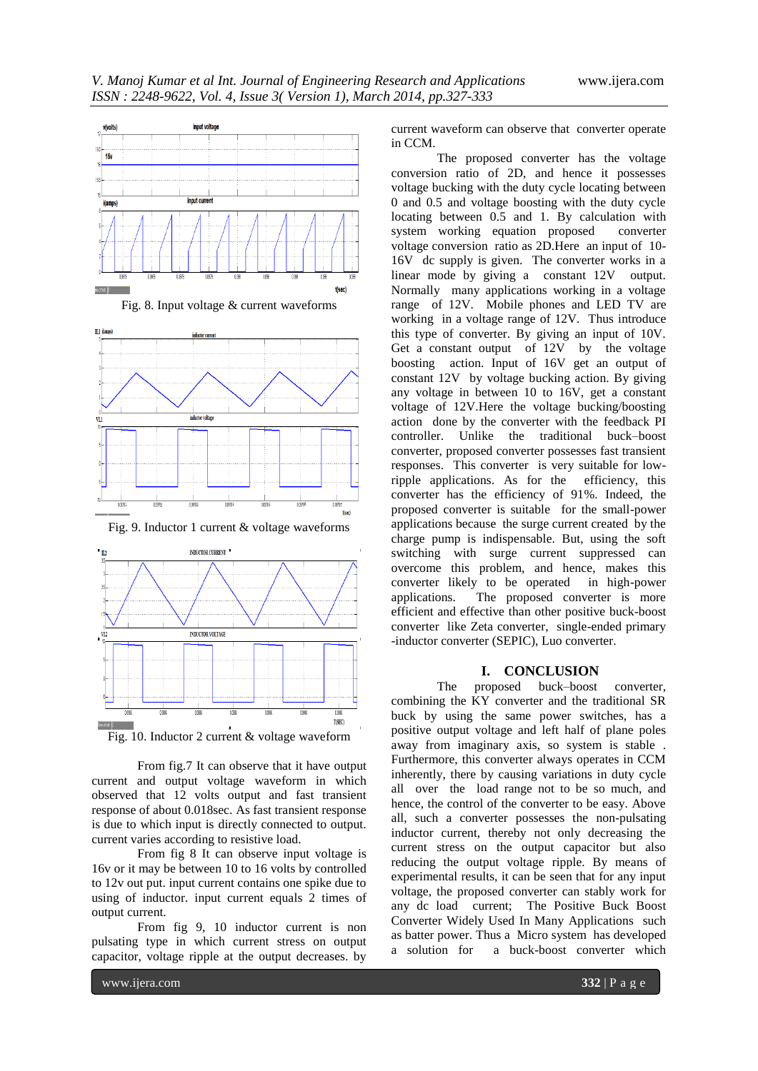v(volts) input voltage

16v

i(amps) input current

t(sec)

Fig. 8. Input voltage & current waveforms

IL1 (amps) inductor current

VL1 inductor voltage

t(sec)

Fig. 9. Inductor 1 current & voltage waveforms

IL2 INDUCTOR CURRENT

VL2 INDUCTOR VOLTAGE

T(SEC)

Fig. 10. Inductor 2 current & voltage waveform

From fig.7 It can observe that it have output current and output voltage waveform in which observed that 12 volts output and fast transient response of about 0.018sec. As fast transient response is due to which input is directly connected to output. current varies according to resistive load.

From fig 8 It can observe input voltage is 16v or it may be between 10 to 16 volts by controlled to 12v out put. input current contains one spike due to using of inductor. input current equals 2 times of output current.

From fig 9, 10 inductor current is non pulsating type in which current stress on output capacitor, voltage ripple at the output decreases. by current waveform can observe that converter operate in CCM.

The proposed converter has the voltage conversion ratio of 2D, and hence it possesses voltage bucking with the duty cycle locating between 0 and 0.5 and voltage boosting with the duty cycle locating between 0.5 and 1. By calculation with system working equation proposed converter voltage conversion ratio as 2D.Here an input of 10-16V dc supply is given. The converter works in a linear mode by giving a constant 12V output. Normally many applications working in a voltage range of 12V. Mobile phones and LED TV are working in a voltage range of 12V. Thus introduce this type of converter. By giving an input of 10V. Get a constant output of 12V by the voltage boosting action. Input of 16V get an output of constant 12V by voltage bucking action. By giving any voltage in between 10 to 16V, get a constant voltage of 12V.Here the voltage bucking/boosting action done by the converter with the feedback PI controller. Unlike the traditional buck–boost converter, proposed converter possesses fast transient responses. This converter is very suitable for low-ripple applications. As for the efficiency, this converter has the efficiency of 91%. Indeed, the proposed converter is suitable for the small-power applications because the surge current created by the charge pump is indispensable. But, using the soft switching with surge current suppressed can overcome this problem, and hence, makes this converter likely to be operated in high-power applications. The proposed converter is more efficient and effective than other positive buck-boost converter like Zeta converter, single-ended primary -inductor converter (SEPIC), Luo converter.

# I. CONCLUSION

The proposed buck–boost converter, combining the KY converter and the traditional SR buck by using the same power switches, has a positive output voltage and left half of plane poles away from imaginary axis, so system is stable . Furthermore, this converter always operates in CCM inherently, there by causing variations in duty cycle all over the load range not to be so much, and hence, the control of the converter to be easy. Above all, such a converter possesses the non-pulsating inductor current, thereby not only decreasing the current stress on the output capacitor but also reducing the output voltage ripple. By means of experimental results, it can be seen that for any input voltage, the proposed converter can stably work for any dc load current; The Positive Buck Boost Converter Widely Used In Many Applications such as batter power. Thus a Micro system has developed a solution for a buck-boost converter which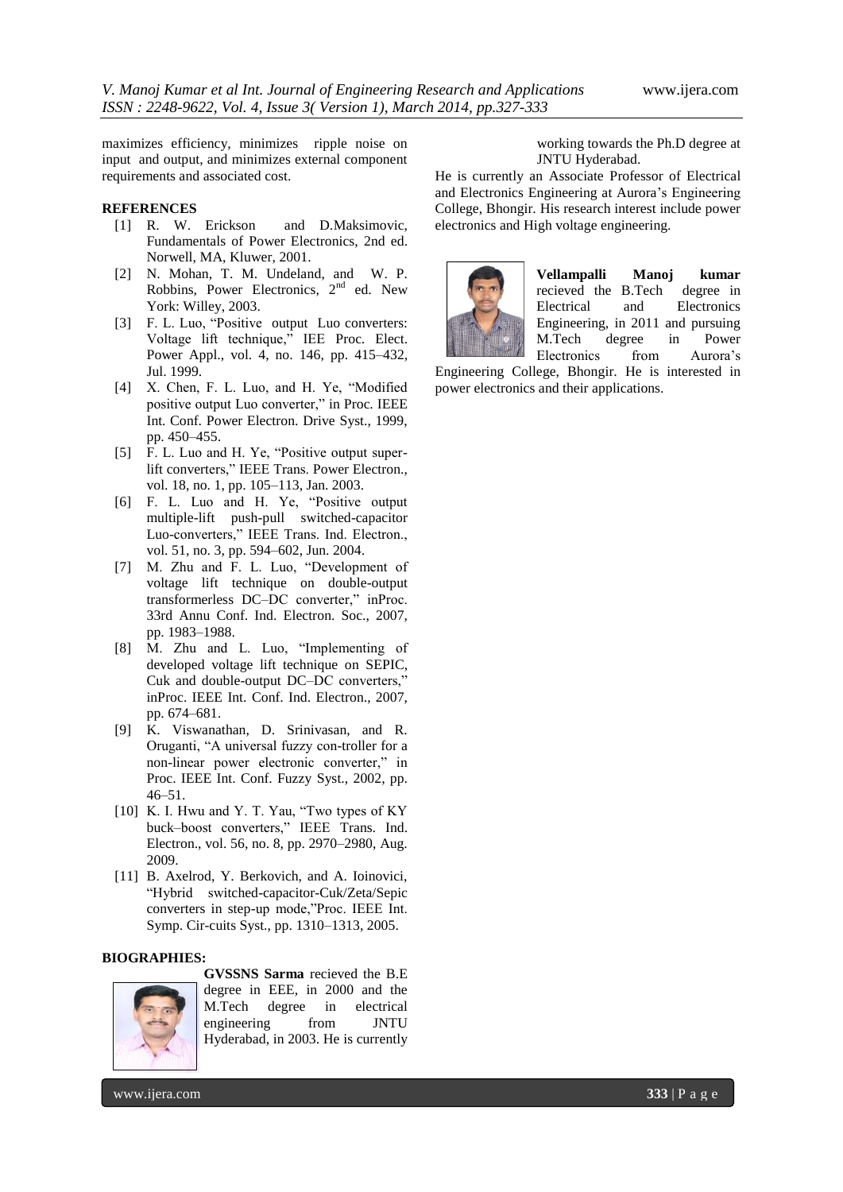maximizes efficiency, minimizes ripple noise on input and output, and minimizes external component requirements and associated cost.

## REFERENCES

1. [1] R. W. Erickson and D.Maksimovic, Fundamentals of Power Electronics, 2nd ed. Norwell, MA, Kluwer, 2001.
2. [2] N. Mohan, T. M. Undeland, and W. P. Robbins, Power Electronics, 2nd ed. New York: Willey, 2003.
3. [3] F. L. Luo, "Positive output Luo converters: Voltage lift technique," IEE Proc. Elect. Power Appl., vol. 4, no. 146, pp. 415–432, Jul. 1999.
4. [4] X. Chen, F. L. Luo, and H. Ye, "Modified positive output Luo converter," in Proc. IEEE Int. Conf. Power Electron. Drive Syst., 1999, pp. 450–455.
5. [5] F. L. Luo and H. Ye, "Positive output super-lift converters," IEEE Trans. Power Electron., vol. 18, no. 1, pp. 105–113, Jan. 2003.
6. [6] F. L. Luo and H. Ye, "Positive output multiple-lift push-pull switched-capacitor Luo-converters," IEEE Trans. Ind. Electron., vol. 51, no. 3, pp. 594–602, Jun. 2004.
7. [7] M. Zhu and F. L. Luo, "Development of voltage lift technique on double-output transformerless DC–DC converter," inProc. 33rd Annu Conf. Ind. Electron. Soc., 2007, pp. 1983–1988.
8. [8] M. Zhu and L. Luo, "Implementing of developed voltage lift technique on SEPIC, Cuk and double-output DC–DC converters," inProc. IEEE Int. Conf. Ind. Electron., 2007, pp. 674–681.
9. [9] K. Viswanathan, D. Srinivasan, and R. Oruganti, "A universal fuzzy con-troller for a non-linear power electronic converter," in Proc. IEEE Int. Conf. Fuzzy Syst., 2002, pp. 46–51.
10. [10] K. I. Hwu and Y. T. Yau, "Two types of KY buck–boost converters," IEEE Trans. Ind. Electron., vol. 56, no. 8, pp. 2970–2980, Aug. 2009.
11. [11] B. Axelrod, Y. Berkovich, and A. Ioinovici, "Hybrid switched-capacitor-Cuk/Zeta/Sepic converters in step-up mode,"Proc. IEEE Int. Symp. Cir-cuits Syst., pp. 1310–1313, 2005.

## BIOGRAPHIES:

**GVSSNS Sarma** recieved the B.E degree in EEE, in 2000 and the M.Tech degree in electrical engineering from JNTU Hyderabad, in 2003. He is currently working towards the Ph.D degree at JNTU Hyderabad.
He is currently an Associate Professor of Electrical and Electronics Engineering at Aurora's Engineering College, Bhongir. His research interest include power electronics and High voltage engineering.

**Vellampalli Manoj kumar** recieved the B.Tech degree in Electrical and Electronics Engineering, in 2011 and pursuing M.Tech degree in Power Electronics from Aurora's Engineering College, Bhongir. He is interested in power electronics and their applications.